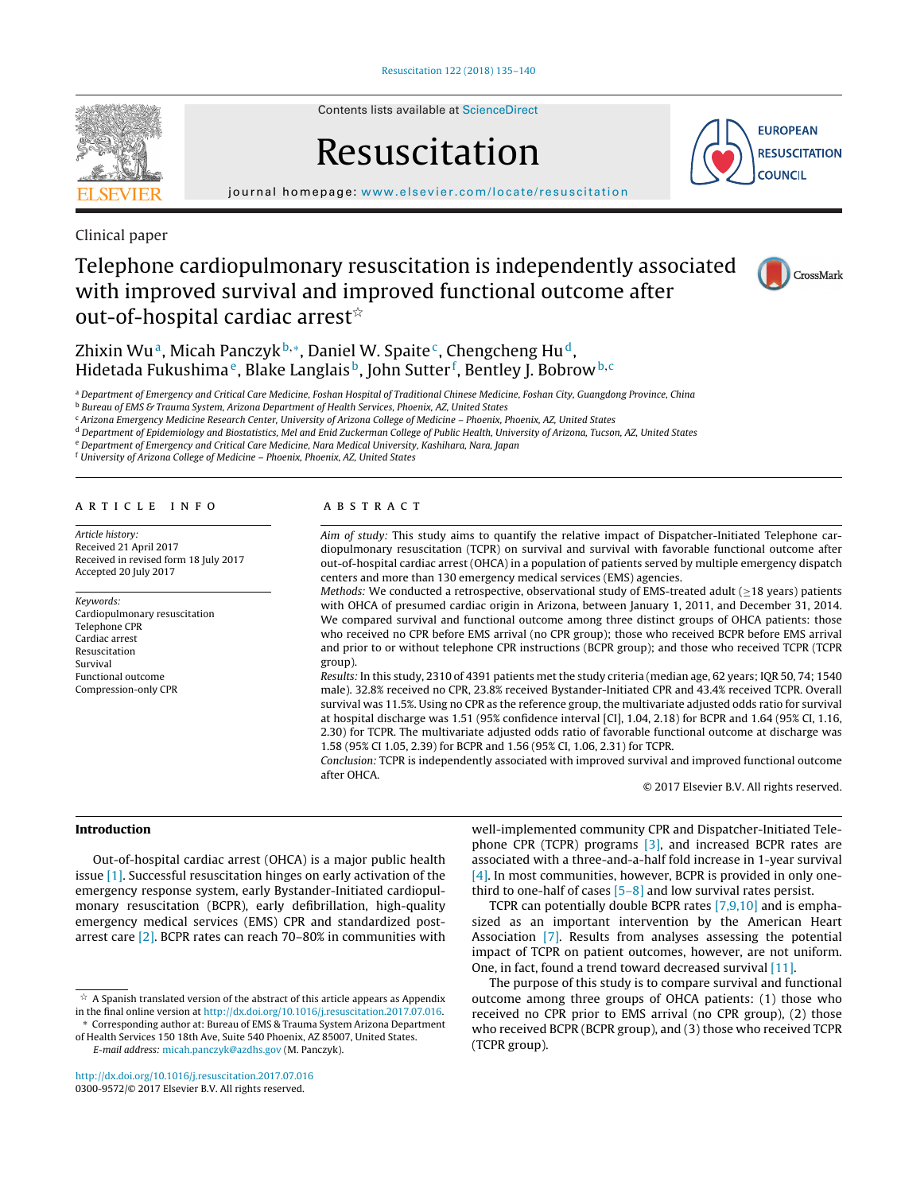Clinical paper

# Telephone cardiopulmonary resuscitation is independently associated with improved survival and improved functional outcome after out-of-hospital cardiac arrest☆

Zhixin Wu[a], Micah Panczyk[b,*], Daniel W. Spaite[c], Chengcheng Hu[d], Hidetada Fukushima[e], Blake Langlais[b], John Sutter[f], Bentley J. Bobrow[b,c]

[a] Department of Emergency and Critical Care Medicine, Foshan Hospital of Traditional Chinese Medicine, Foshan City, Guangdong Province, China
[b] Bureau of EMS & Trauma System, Arizona Department of Health Services, Phoenix, AZ, United States
[c] Arizona Emergency Medicine Research Center, University of Arizona College of Medicine – Phoenix, Phoenix, AZ, United States
[d] Department of Epidemiology and Biostatistics, Mel and Enid Zuckerman College of Public Health, University of Arizona, Tucson, AZ, United States
[e] Department of Emergency and Critical Care Medicine, Nara Medical University, Kashihara, Nara, Japan
[f] University of Arizona College of Medicine – Phoenix, Phoenix, AZ, United States

## ARTICLE INFO

*Article history:*
Received 21 April 2017
Received in revised form 18 July 2017
Accepted 20 July 2017

*Keywords:*
Cardiopulmonary resuscitation
Telephone CPR
Cardiac arrest
Resuscitation
Survival
Functional outcome
Compression-only CPR

## ABSTRACT

*Aim of study:* This study aims to quantify the relative impact of Dispatcher-Initiated Telephone cardiopulmonary resuscitation (TCPR) on survival and survival with favorable functional outcome after out-of-hospital cardiac arrest (OHCA) in a population of patients served by multiple emergency dispatch centers and more than 130 emergency medical services (EMS) agencies.

*Methods:* We conducted a retrospective, observational study of EMS-treated adult (≥18 years) patients with OHCA of presumed cardiac origin in Arizona, between January 1, 2011, and December 31, 2014. We compared survival and functional outcome among three distinct groups of OHCA patients: those who received no CPR before EMS arrival (no CPR group); those who received BCPR before EMS arrival and prior to or without telephone CPR instructions (BCPR group); and those who received TCPR (TCPR group).

*Results:* In this study, 2310 of 4391 patients met the study criteria (median age, 62 years; IQR 50, 74; 1540 male). 32.8% received no CPR, 23.8% received Bystander-Initiated CPR and 43.4% received TCPR. Overall survival was 11.5%. Using no CPR as the reference group, the multivariate adjusted odds ratio for survival at hospital discharge was 1.51 (95% confidence interval [CI], 1.04, 2.18) for BCPR and 1.64 (95% CI, 1.16, 2.30) for TCPR. The multivariate adjusted odds ratio of favorable functional outcome at discharge was 1.58 (95% CI 1.05, 2.39) for BCPR and 1.56 (95% CI, 1.06, 2.31) for TCPR.

*Conclusion:* TCPR is independently associated with improved survival and improved functional outcome after OHCA.

© 2017 Elsevier B.V. All rights reserved.

## Introduction

Out-of-hospital cardiac arrest (OHCA) is a major public health issue [1]. Successful resuscitation hinges on early activation of the emergency response system, early Bystander-Initiated cardiopulmonary resuscitation (BCPR), early defibrillation, high-quality emergency medical services (EMS) CPR and standardized post-arrest care [2]. BCPR rates can reach 70–80% in communities with well-implemented community CPR and Dispatcher-Initiated Telephone CPR (TCPR) programs [3], and increased BCPR rates are associated with a three-and-a-half fold increase in 1-year survival [4]. In most communities, however, BCPR is provided in only one-third to one-half of cases [5–8] and low survival rates persist.

TCPR can potentially double BCPR rates [7,9,10] and is emphasized as an important intervention by the American Heart Association [7]. Results from analyses assessing the potential impact of TCPR on patient outcomes, however, are not uniform. One, in fact, found a trend toward decreased survival [11].

The purpose of this study is to compare survival and functional outcome among three groups of OHCA patients: (1) those who received no CPR prior to EMS arrival (no CPR group), (2) those who received BCPR (BCPR group), and (3) those who received TCPR (TCPR group).

☆ A Spanish translated version of the abstract of this article appears as Appendix in the final online version at http://dx.doi.org/10.1016/j.resuscitation.2017.07.016.

* Corresponding author at: Bureau of EMS & Trauma System Arizona Department of Health Services 150 18th Ave, Suite 540 Phoenix, AZ 85007, United States.
E-mail address: micah.panczyk@azdhs.gov (M. Panczyk).

http://dx.doi.org/10.1016/j.resuscitation.2017.07.016
0300-9572/© 2017 Elsevier B.V. All rights reserved.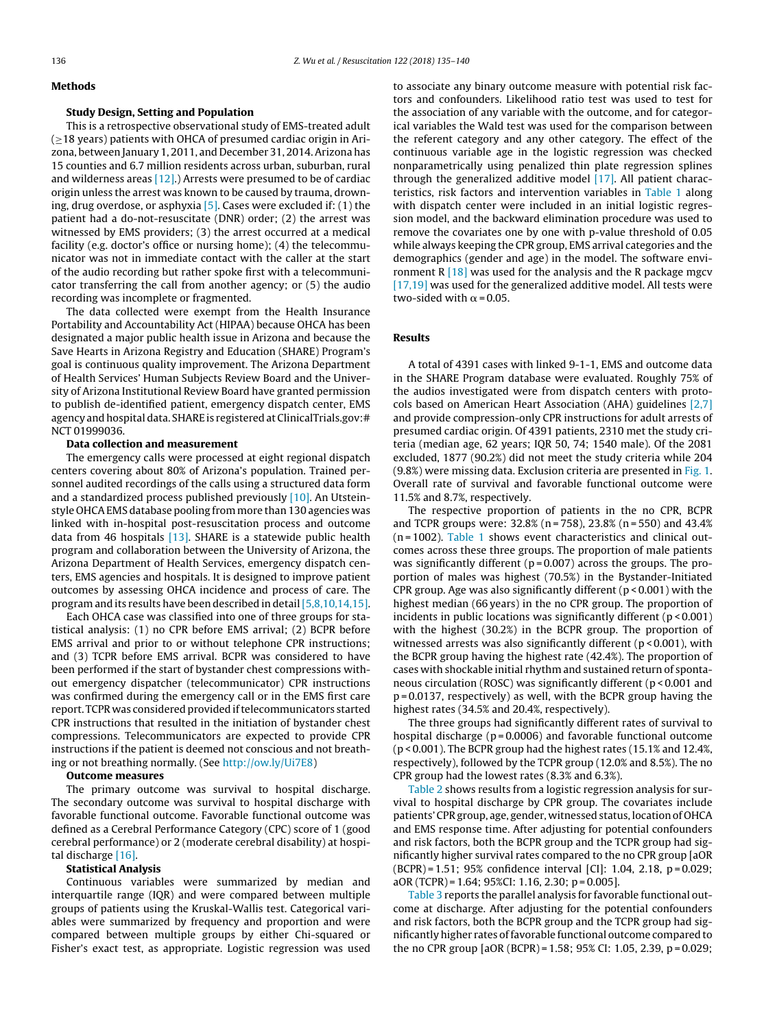## Methods

### Study Design, Setting and Population

This is a retrospective observational study of EMS-treated adult (≥18 years) patients with OHCA of presumed cardiac origin in Arizona, between January 1, 2011, and December 31, 2014. Arizona has 15 counties and 6.7 million residents across urban, suburban, rural and wilderness areas [12].) Arrests were presumed to be of cardiac origin unless the arrest was known to be caused by trauma, drowning, drug overdose, or asphyxia [5]. Cases were excluded if: (1) the patient had a do-not-resuscitate (DNR) order; (2) the arrest was witnessed by EMS providers; (3) the arrest occurred at a medical facility (e.g. doctor's office or nursing home); (4) the telecommunicator was not in immediate contact with the caller at the start of the audio recording but rather spoke first with a telecommunicator transferring the call from another agency; or (5) the audio recording was incomplete or fragmented.

The data collected were exempt from the Health Insurance Portability and Accountability Act (HIPAA) because OHCA has been designated a major public health issue in Arizona and because the Save Hearts in Arizona Registry and Education (SHARE) Program's goal is continuous quality improvement. The Arizona Department of Health Services' Human Subjects Review Board and the University of Arizona Institutional Review Board have granted permission to publish de-identified patient, emergency dispatch center, EMS agency and hospital data. SHARE is registered at ClinicalTrials.gov:# NCT 01999036.

### Data collection and measurement

The emergency calls were processed at eight regional dispatch centers covering about 80% of Arizona's population. Trained personnel audited recordings of the calls using a structured data form and a standardized process published previously [10]. An Utstein-style OHCA EMS database pooling from more than 130 agencies was linked with in-hospital post-resuscitation process and outcome data from 46 hospitals [13]. SHARE is a statewide public health program and collaboration between the University of Arizona, the Arizona Department of Health Services, emergency dispatch centers, EMS agencies and hospitals. It is designed to improve patient outcomes by assessing OHCA incidence and process of care. The program and its results have been described in detail [5,8,10,14,15].

Each OHCA case was classified into one of three groups for statistical analysis: (1) no CPR before EMS arrival; (2) BCPR before EMS arrival and prior to or without telephone CPR instructions; and (3) TCPR before EMS arrival. BCPR was considered to have been performed if the start of bystander chest compressions without emergency dispatcher (telecommunicator) CPR instructions was confirmed during the emergency call or in the EMS first care report. TCPR was considered provided if telecommunicators started CPR instructions that resulted in the initiation of bystander chest compressions. Telecommunicators are expected to provide CPR instructions if the patient is deemed not conscious and not breathing or not breathing normally. (See http://ow.ly/Ui7E8)

### Outcome measures

The primary outcome was survival to hospital discharge. The secondary outcome was survival to hospital discharge with favorable functional outcome. Favorable functional outcome was defined as a Cerebral Performance Category (CPC) score of 1 (good cerebral performance) or 2 (moderate cerebral disability) at hospital discharge [16].

### Statistical Analysis

Continuous variables were summarized by median and interquartile range (IQR) and were compared between multiple groups of patients using the Kruskal-Wallis test. Categorical variables were summarized by frequency and proportion and were compared between multiple groups by either Chi-squared or Fisher's exact test, as appropriate. Logistic regression was used to associate any binary outcome measure with potential risk factors and confounders. Likelihood ratio test was used to test for the association of any variable with the outcome, and for categorical variables the Wald test was used for the comparison between the referent category and any other category. The effect of the continuous variable age in the logistic regression was checked nonparametrically using penalized thin plate regression splines through the generalized additive model [17]. All patient characteristics, risk factors and intervention variables in Table 1 along with dispatch center were included in an initial logistic regression model, and the backward elimination procedure was used to remove the covariates one by one with p-value threshold of 0.05 while always keeping the CPR group, EMS arrival categories and the demographics (gender and age) in the model. The software environment R [18] was used for the analysis and the R package mgcv [17,19] was used for the generalized additive model. All tests were two-sided with $\alpha = 0.05$.

## Results

A total of 4391 cases with linked 9-1-1, EMS and outcome data in the SHARE Program database were evaluated. Roughly 75% of the audios investigated were from dispatch centers with protocols based on American Heart Association (AHA) guidelines [2,7] and provide compression-only CPR instructions for adult arrests of presumed cardiac origin. Of 4391 patients, 2310 met the study criteria (median age, 62 years; IQR 50, 74; 1540 male). Of the 2081 excluded, 1877 (90.2%) did not meet the study criteria while 204 (9.8%) were missing data. Exclusion criteria are presented in Fig. 1. Overall rate of survival and favorable functional outcome were 11.5% and 8.7%, respectively.

The respective proportion of patients in the no CPR, BCPR and TCPR groups were: 32.8% (n = 758), 23.8% (n = 550) and 43.4% (n = 1002). Table 1 shows event characteristics and clinical outcomes across these three groups. The proportion of male patients was significantly different ($p = 0.007$) across the groups. The proportion of males was highest (70.5%) in the Bystander-Initiated CPR group. Age was also significantly different ($p < 0.001$) with the highest median (66 years) in the no CPR group. The proportion of incidents in public locations was significantly different ($p < 0.001$) with the highest (30.2%) in the BCPR group. The proportion of witnessed arrests was also significantly different ($p < 0.001$), with the BCPR group having the highest rate (42.4%). The proportion of cases with shockable initial rhythm and sustained return of spontaneous circulation (ROSC) was significantly different ($p < 0.001$ and $p = 0.0137$, respectively) as well, with the BCPR group having the highest rates (34.5% and 20.4%, respectively).

The three groups had significantly different rates of survival to hospital discharge ($p = 0.0006$) and favorable functional outcome ($p < 0.001$). The BCPR group had the highest rates (15.1% and 12.4%, respectively), followed by the TCPR group (12.0% and 8.5%). The no CPR group had the lowest rates (8.3% and 6.3%).

Table 2 shows results from a logistic regression analysis for survival to hospital discharge by CPR group. The covariates include patients' CPR group, age, gender, witnessed status, location of OHCA and EMS response time. After adjusting for potential confounders and risk factors, both the BCPR group and the TCPR group had significantly higher survival rates compared to the no CPR group [aOR (BCPR) = 1.51; 95% confidence interval [CI]: 1.04, 2.18, p = 0.029; aOR (TCPR) = 1.64; 95%CI: 1.16, 2.30; p = 0.005].

Table 3 reports the parallel analysis for favorable functional outcome at discharge. After adjusting for the potential confounders and risk factors, both the BCPR group and the TCPR group had significantly higher rates of favorable functional outcome compared to the no CPR group [aOR (BCPR) = 1.58; 95% CI: 1.05, 2.39, p = 0.029;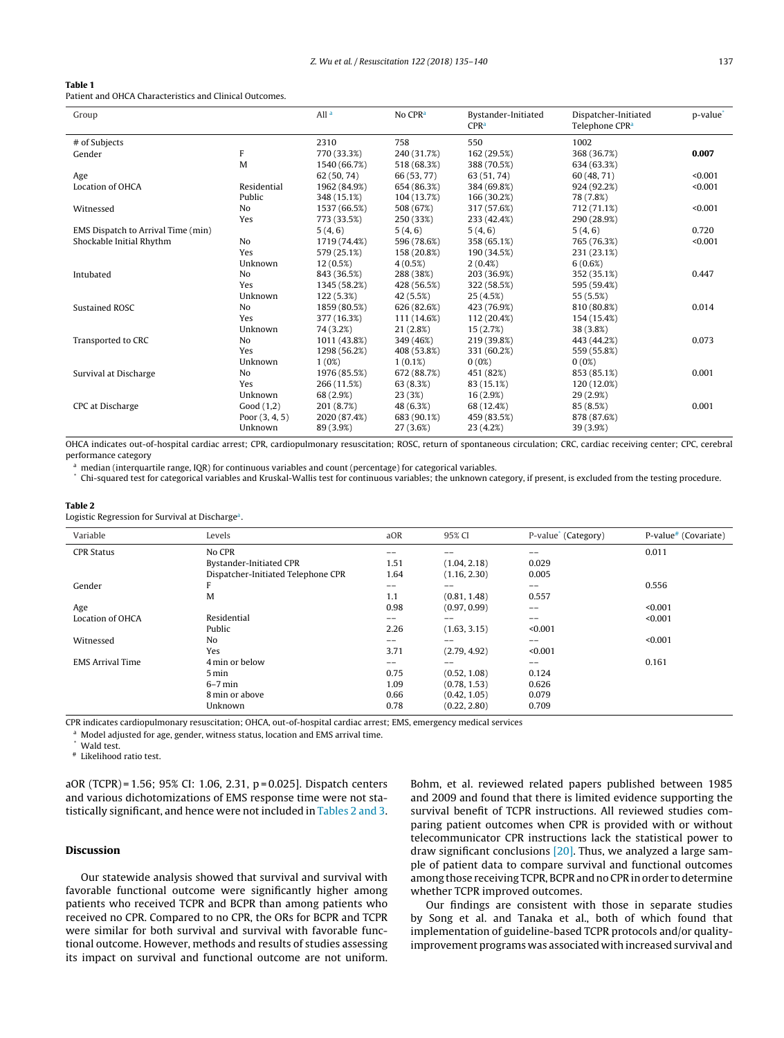**Table 1**
Patient and OHCA Characteristics and Clinical Outcomes.

| Group | | All [a] | No CPR[a] | Bystander-Initiated CPR[a] | Dispatcher-Initiated Telephone CPR[a] | p-value[*] |
|---|---|---|---|---|---|---|
| # of Subjects | | 2310 | 758 | 550 | 1002 | |
| Gender | F | 770 (33.3%) | 240 (31.7%) | 162 (29.5%) | 368 (36.7%) | **0.007** |
| | M | 1540 (66.7%) | 518 (68.3%) | 388 (70.5%) | 634 (63.3%) | |
| Age | | 62 (50, 74) | 66 (53, 77) | 63 (51, 74) | 60 (48, 71) | <0.001 |
| Location of OHCA | Residential | 1962 (84.9%) | 654 (86.3%) | 384 (69.8%) | 924 (92.2%) | <0.001 |
| | Public | 348 (15.1%) | 104 (13.7%) | 166 (30.2%) | 78 (7.8%) | |
| Witnessed | No | 1537 (66.5%) | 508 (67%) | 317 (57.6%) | 712 (71.1%) | <0.001 |
| | Yes | 773 (33.5%) | 250 (33%) | 233 (42.4%) | 290 (28.9%) | |
| EMS Dispatch to Arrival Time (min) | | 5 (4, 6) | 5 (4, 6) | 5 (4, 6) | 5 (4, 6) | 0.720 |
| Shockable Initial Rhythm | No | 1719 (74.4%) | 596 (78.6%) | 358 (65.1%) | 765 (76.3%) | <0.001 |
| | Yes | 579 (25.1%) | 158 (20.8%) | 190 (34.5%) | 231 (23.1%) | |
| | Unknown | 12 (0.5%) | 4 (0.5%) | 2 (0.4%) | 6 (0.6%) | |
| Intubated | No | 843 (36.5%) | 288 (38%) | 203 (36.9%) | 352 (35.1%) | 0.447 |
| | Yes | 1345 (58.2%) | 428 (56.5%) | 322 (58.5%) | 595 (59.4%) | |
| | Unknown | 122 (5.3%) | 42 (5.5%) | 25 (4.5%) | 55 (5.5%) | |
| Sustained ROSC | No | 1859 (80.5%) | 626 (82.6%) | 423 (76.9%) | 810 (80.8%) | 0.014 |
| | Yes | 377 (16.3%) | 111 (14.6%) | 112 (20.4%) | 154 (15.4%) | |
| | Unknown | 74 (3.2%) | 21 (2.8%) | 15 (2.7%) | 38 (3.8%) | |
| Transported to CRC | No | 1011 (43.8%) | 349 (46%) | 219 (39.8%) | 443 (44.2%) | 0.073 |
| | Yes | 1298 (56.2%) | 408 (53.8%) | 331 (60.2%) | 559 (55.8%) | |
| | Unknown | 1 (0%) | 1 (0.1%) | 0 (0%) | 0 (0%) | |
| Survival at Discharge | No | 1976 (85.5%) | 672 (88.7%) | 451 (82%) | 853 (85.1%) | 0.001 |
| | Yes | 266 (11.5%) | 63 (8.3%) | 83 (15.1%) | 120 (12.0%) | |
| | Unknown | 68 (2.9%) | 23 (3%) | 16 (2.9%) | 29 (2.9%) | |
| CPC at Discharge | Good (1,2) | 201 (8.7%) | 48 (6.3%) | 68 (12.4%) | 85 (8.5%) | 0.001 |
| | Poor (3, 4, 5) | 2020 (87.4%) | 683 (90.1%) | 459 (83.5%) | 878 (87.6%) | |
| | Unknown | 89 (3.9%) | 27 (3.6%) | 23 (4.2%) | 39 (3.9%) | |

OHCA indicates out-of-hospital cardiac arrest; CPR, cardiopulmonary resuscitation; ROSC, return of spontaneous circulation; CRC, cardiac receiving center; CPC, cerebral performance category

[a] median (interquartile range, IQR) for continuous variables and count (percentage) for categorical variables.

[*] Chi-squared test for categorical variables and Kruskal-Wallis test for continuous variables; the unknown category, if present, is excluded from the testing procedure.

**Table 2**
Logistic Regression for Survival at Discharge[a].

| Variable | Levels | aOR | 95% CI | P-value[*] (Category) | P-value[#] (Covariate) |
|---|---|---|---|---|---|
| CPR Status | No CPR | -- | -- | -- | 0.011 |
| | Bystander-Initiated CPR | 1.51 | (1.04, 2.18) | 0.029 | |
| | Dispatcher-Initiated Telephone CPR | 1.64 | (1.16, 2.30) | 0.005 | |
| Gender | F | -- | -- | -- | 0.556 |
| | M | 1.1 | (0.81, 1.48) | 0.557 | |
| Age | | 0.98 | (0.97, 0.99) | -- | <0.001 |
| Location of OHCA | Residential | -- | -- | -- | <0.001 |
| | Public | 2.26 | (1.63, 3.15) | <0.001 | |
| Witnessed | No | -- | -- | -- | <0.001 |
| | Yes | 3.71 | (2.79, 4.92) | <0.001 | |
| EMS Arrival Time | 4 min or below | -- | -- | -- | 0.161 |
| | 5 min | 0.75 | (0.52, 1.08) | 0.124 | |
| | 6–7 min | 1.09 | (0.78, 1.53) | 0.626 | |
| | 8 min or above | 0.66 | (0.42, 1.05) | 0.079 | |
| | Unknown | 0.78 | (0.22, 2.80) | 0.709 | |

CPR indicates cardiopulmonary resuscitation; OHCA, out-of-hospital cardiac arrest; EMS, emergency medical services

[a] Model adjusted for age, gender, witness status, location and EMS arrival time.

[*] Wald test.

[#] Likelihood ratio test.

aOR (TCPR) = 1.56; 95% CI: 1.06, 2.31, p = 0.025]. Dispatch centers and various dichotomizations of EMS response time were not statistically significant, and hence were not included in Tables 2 and 3.

## Discussion

Our statewide analysis showed that survival and survival with favorable functional outcome were significantly higher among patients who received TCPR and BCPR than among patients who received no CPR. Compared to no CPR, the ORs for BCPR and TCPR were similar for both survival and survival with favorable functional outcome. However, methods and results of studies assessing its impact on survival and functional outcome are not uniform. Bohm, et al. reviewed related papers published between 1985 and 2009 and found that there is limited evidence supporting the survival benefit of TCPR instructions. All reviewed studies comparing patient outcomes when CPR is provided with or without telecommunicator CPR instructions lack the statistical power to draw significant conclusions [20]. Thus, we analyzed a large sample of patient data to compare survival and functional outcomes among those receiving TCPR, BCPR and no CPR in order to determine whether TCPR improved outcomes.

Our findings are consistent with those in separate studies by Song et al. and Tanaka et al., both of which found that implementation of guideline-based TCPR protocols and/or quality-improvement programs was associated with increased survival and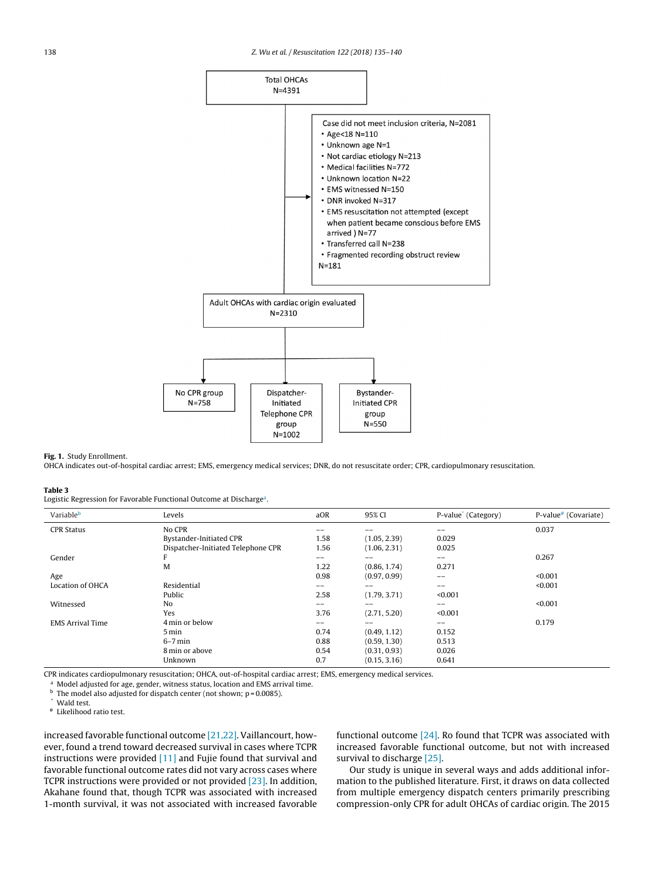Total OHCAs
N=4391

Case did not meet inclusion criteria, N=2081
- Age<18 N=110
- Unknown age N=1
- Not cardiac etiology N=213
- Medical facilities N=772
- Unknown location N=22
- EMS witnessed N=150
- DNR invoked N=317
- EMS resuscitation not attempted (except when patient became conscious before EMS arrived ) N=77
- Transferred call N=238
- Fragmented recording obstruct review N=181

Adult OHCAs with cardiac origin evaluated
N=2310

No CPR group
N=758

Dispatcher-Initiated Telephone CPR group
N=1002

Bystander-Initiated CPR group
N=550

**Fig. 1.** Study Enrollment.
OHCA indicates out-of-hospital cardiac arrest; EMS, emergency medical services; DNR, do not resuscitate order; CPR, cardiopulmonary resuscitation.

**Table 3**
Logistic Regression for Favorable Functional Outcome at Discharge[a].

| Variable[b] | Levels | aOR | 95% CI | P-value[*] (Category) | P-value[#] (Covariate) |
|---|---|---|---|---|---|
| CPR Status | No CPR | -- | -- | -- | 0.037 |
| | Bystander-Initiated CPR | 1.58 | (1.05, 2.39) | 0.029 | |
| | Dispatcher-Initiated Telephone CPR | 1.56 | (1.06, 2.31) | 0.025 | |
| Gender | F | -- | -- | -- | 0.267 |
| | M | 1.22 | (0.86, 1.74) | 0.271 | |
| Age | | 0.98 | (0.97, 0.99) | -- | <0.001 |
| Location of OHCA | Residential | -- | -- | -- | <0.001 |
| | Public | 2.58 | (1.79, 3.71) | <0.001 | |
| Witnessed | No | -- | -- | -- | <0.001 |
| | Yes | 3.76 | (2.71, 5.20) | <0.001 | |
| EMS Arrival Time | 4 min or below | -- | -- | -- | 0.179 |
| | 5 min | 0.74 | (0.49, 1.12) | 0.152 | |
| | 6–7 min | 0.88 | (0.59, 1.30) | 0.513 | |
| | 8 min or above | 0.54 | (0.31, 0.93) | 0.026 | |
| | Unknown | 0.7 | (0.15, 3.16) | 0.641 | |

CPR indicates cardiopulmonary resuscitation; OHCA, out-of-hospital cardiac arrest; EMS, emergency medical services.
[a] Model adjusted for age, gender, witness status, location and EMS arrival time.
[b] The model also adjusted for dispatch center (not shown; p = 0.0085).
[*] Wald test.
[#] Likelihood ratio test.

increased favorable functional outcome [21,22]. Vaillancourt, however, found a trend toward decreased survival in cases where TCPR instructions were provided [11] and Fujie found that survival and favorable functional outcome rates did not vary across cases where TCPR instructions were provided or not provided [23]. In addition, Akahane found that, though TCPR was associated with increased 1-month survival, it was not associated with increased favorable functional outcome [24]. Ro found that TCPR was associated with increased favorable functional outcome, but not with increased survival to discharge [25].

Our study is unique in several ways and adds additional information to the published literature. First, it draws on data collected from multiple emergency dispatch centers primarily prescribing compression-only CPR for adult OHCAs of cardiac origin. The 2015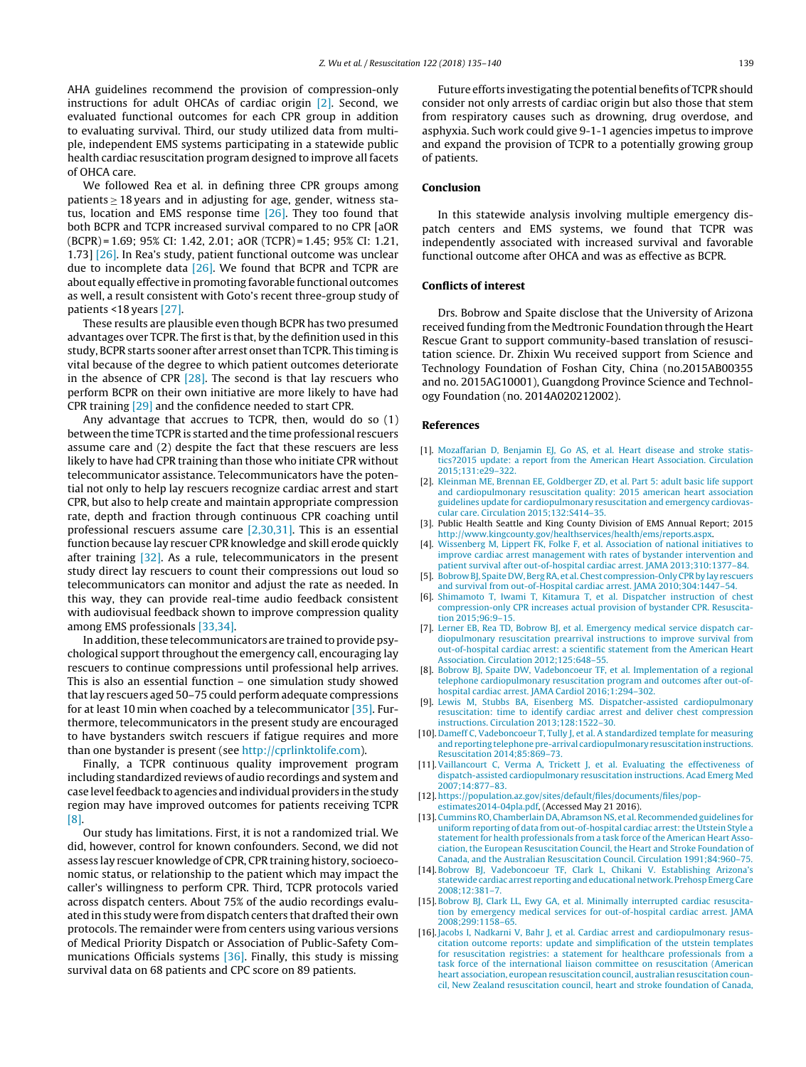AHA guidelines recommend the provision of compression-only instructions for adult OHCAs of cardiac origin [2]. Second, we evaluated functional outcomes for each CPR group in addition to evaluating survival. Third, our study utilized data from multiple, independent EMS systems participating in a statewide public health cardiac resuscitation program designed to improve all facets of OHCA care.

We followed Rea et al. in defining three CPR groups among patients ≥ 18 years and in adjusting for age, gender, witness status, location and EMS response time [26]. They too found that both BCPR and TCPR increased survival compared to no CPR [aOR (BCPR) = 1.69; 95% CI: 1.42, 2.01; aOR (TCPR) = 1.45; 95% CI: 1.21, 1.73] [26]. In Rea's study, patient functional outcome was unclear due to incomplete data [26]. We found that BCPR and TCPR are about equally effective in promoting favorable functional outcomes as well, a result consistent with Goto's recent three-group study of patients <18 years [27].

These results are plausible even though BCPR has two presumed advantages over TCPR. The first is that, by the definition used in this study, BCPR starts sooner after arrest onset than TCPR. This timing is vital because of the degree to which patient outcomes deteriorate in the absence of CPR [28]. The second is that lay rescuers who perform BCPR on their own initiative are more likely to have had CPR training [29] and the confidence needed to start CPR.

Any advantage that accrues to TCPR, then, would do so (1) between the time TCPR is started and the time professional rescuers assume care and (2) despite the fact that these rescuers are less likely to have had CPR training than those who initiate CPR without telecommunicator assistance. Telecommunicators have the potential not only to help lay rescuers recognize cardiac arrest and start CPR, but also to help create and maintain appropriate compression rate, depth and fraction through continuous CPR coaching until professional rescuers assume care [2,30,31]. This is an essential function because lay rescuer CPR knowledge and skill erode quickly after training [32]. As a rule, telecommunicators in the present study direct lay rescuers to count their compressions out loud so telecommunicators can monitor and adjust the rate as needed. In this way, they can provide real-time audio feedback consistent with audiovisual feedback shown to improve compression quality among EMS professionals [33,34].

In addition, these telecommunicators are trained to provide psychological support throughout the emergency call, encouraging lay rescuers to continue compressions until professional help arrives. This is also an essential function – one simulation study showed that lay rescuers aged 50–75 could perform adequate compressions for at least 10 min when coached by a telecommunicator [35]. Furthermore, telecommunicators in the present study are encouraged to have bystanders switch rescuers if fatigue requires and more than one bystander is present (see http://cprlinktolife.com).

Finally, a TCPR continuous quality improvement program including standardized reviews of audio recordings and system and case level feedback to agencies and individual providers in the study region may have improved outcomes for patients receiving TCPR [8].

Our study has limitations. First, it is not a randomized trial. We did, however, control for known confounders. Second, we did not assess lay rescuer knowledge of CPR, CPR training history, socioeconomic status, or relationship to the patient which may impact the caller's willingness to perform CPR. Third, TCPR protocols varied across dispatch centers. About 75% of the audio recordings evaluated in this study were from dispatch centers that drafted their own protocols. The remainder were from centers using various versions of Medical Priority Dispatch or Association of Public-Safety Communications Officials systems [36]. Finally, this study is missing survival data on 68 patients and CPC score on 89 patients.

Future efforts investigating the potential benefits of TCPR should consider not only arrests of cardiac origin but also those that stem from respiratory causes such as drowning, drug overdose, and asphyxia. Such work could give 9-1-1 agencies impetus to improve and expand the provision of TCPR to a potentially growing group of patients.

## Conclusion

In this statewide analysis involving multiple emergency dispatch centers and EMS systems, we found that TCPR was independently associated with increased survival and favorable functional outcome after OHCA and was as effective as BCPR.

## Conflicts of interest

Drs. Bobrow and Spaite disclose that the University of Arizona received funding from the Medtronic Foundation through the Heart Rescue Grant to support community-based translation of resuscitation science. Dr. Zhixin Wu received support from Science and Technology Foundation of Foshan City, China (no.2015AB00355 and no. 2015AG10001), Guangdong Province Science and Technology Foundation (no. 2014A020212002).

## References

[1]. Mozaffarian D, Benjamin EJ, Go AS, et al. Heart disease and stroke statistics?2015 update: a report from the American Heart Association. Circulation 2015;131:e29–322.

[2]. Kleinman ME, Brennan EE, Goldberger ZD, et al. Part 5: adult basic life support and cardiopulmonary resuscitation quality: 2015 american heart association guidelines update for cardiopulmonary resuscitation and emergency cardiovascular care. Circulation 2015;132:S414–35.

[3]. Public Health Seattle and King County Division of EMS Annual Report; 2015 http://www.kingcounty.gov/healthservices/health/ems/reports.aspx.

[4]. Wissenberg M, Lippert FK, Folke F, et al. Association of national initiatives to improve cardiac arrest management with rates of bystander intervention and patient survival after out-of-hospital cardiac arrest. JAMA 2013;310:1377–84.

[5]. Bobrow BJ, Spaite DW, Berg RA, et al. Chest compression-Only CPR by lay rescuers and survival from out-of-Hospital cardiac arrest. JAMA 2010;304:1447–54.

[6]. Shimamoto T, Iwami T, Kitamura T, et al. Dispatcher instruction of chest compression-only CPR increases actual provision of bystander CPR. Resuscitation 2015;96:9–15.

[7]. Lerner EB, Rea TD, Bobrow BJ, et al. Emergency medical service dispatch cardiopulmonary resuscitation prearrival instructions to improve survival from out-of-hospital cardiac arrest: a scientific statement from the American Heart Association. Circulation 2012;125:648–55.

[8]. Bobrow BJ, Spaite DW, Vadeboncoeur TF, et al. Implementation of a regional telephone cardiopulmonary resuscitation program and outcomes after out-of-hospital cardiac arrest. JAMA Cardiol 2016;1:294–302.

[9]. Lewis M, Stubbs BA, Eisenberg MS. Dispatcher-assisted cardiopulmonary resuscitation: time to identify cardiac arrest and deliver chest compression instructions. Circulation 2013;128:1522–30.

[10]. Dameff C, Vadeboncoeur T, Tully J, et al. A standardized template for measuring and reporting telephone pre-arrival cardiopulmonary resuscitation instructions. Resuscitation 2014;85:869–73.

[11]. Vaillancourt C, Verma A, Trickett J, et al. Evaluating the effectiveness of dispatch-assisted cardiopulmonary resuscitation instructions. Acad Emerg Med 2007;14:877–83.

[12]. https://population.az.gov/sites/default/files/documents/files/pop-estimates2014-04pla.pdf. (Accessed May 21 2016).

[13]. Cummins RO, Chamberlain DA, Abramson NS, et al. Recommended guidelines for uniform reporting of data from out-of-hospital cardiac arrest: the Utstein Style a statement for health professionals from a task force of the American Heart Association, the European Resuscitation Council, the Heart and Stroke Foundation of Canada, and the Australian Resuscitation Council. Circulation 1991;84:960–75.

[14]. Bobrow BJ, Vadeboncoeur TF, Clark L, Chikani V. Establishing Arizona's statewide cardiac arrest reporting and educational network. Prehosp Emerg Care 2008;12:381–7.

[15]. Bobrow BJ, Clark LL, Ewy GA, et al. Minimally interrupted cardiac resuscitation by emergency medical services for out-of-hospital cardiac arrest. JAMA 2008;299:1158–65.

[16]. Jacobs I, Nadkarni V, Bahr J, et al. Cardiac arrest and cardiopulmonary resuscitation outcome reports: update and simplification of the utstein templates for resuscitation registries: a statement for healthcare professionals from a task force of the international liaison committee on resuscitation (American heart association, european resuscitation council, australian resuscitation council, New Zealand resuscitation council, heart and stroke foundation of Canada,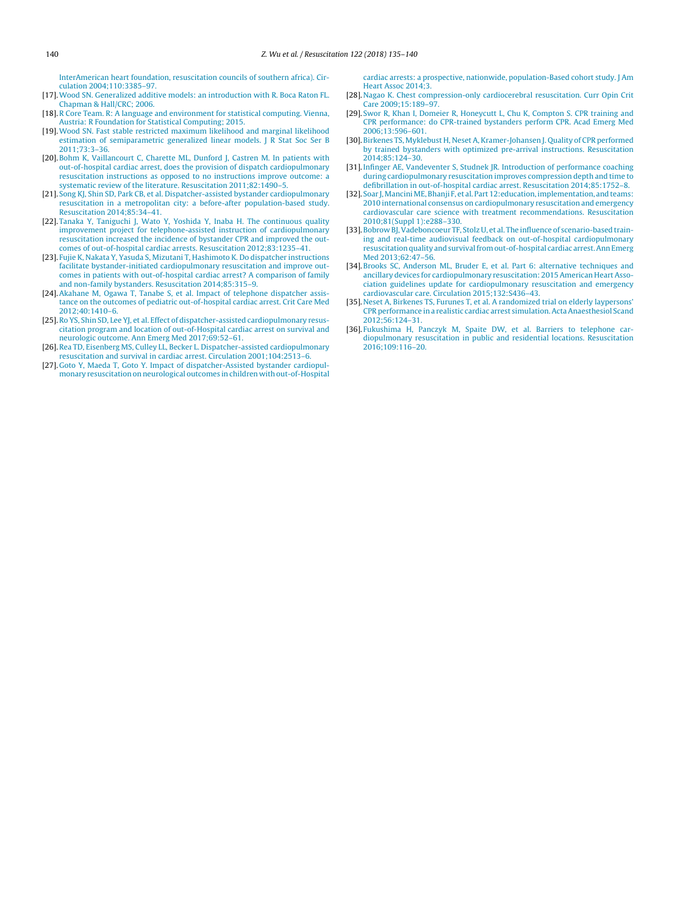InterAmerican heart foundation, resuscitation councils of southern africa). Circulation 2004;110:3385–97.

[17]. Wood SN. Generalized additive models: an introduction with R. Boca Raton FL. Chapman & Hall/CRC; 2006.

[18]. R Core Team. R: A language and environment for statistical computing. Vienna, Austria: R Foundation for Statistical Computing; 2015.

[19]. Wood SN. Fast stable restricted maximum likelihood and marginal likelihood estimation of semiparametric generalized linear models. J R Stat Soc Ser B 2011;73:3–36.

[20]. Bohm K, Vaillancourt C, Charette ML, Dunford J, Castren M. In patients with out-of-hospital cardiac arrest, does the provision of dispatch cardiopulmonary resuscitation instructions as opposed to no instructions improve outcome: a systematic review of the literature. Resuscitation 2011;82:1490–5.

[21]. Song KJ, Shin SD, Park CB, et al. Dispatcher-assisted bystander cardiopulmonary resuscitation in a metropolitan city: a before-after population-based study. Resuscitation 2014;85:34–41.

[22]. Tanaka Y, Taniguchi J, Wato Y, Yoshida Y, Inaba H. The continuous quality improvement project for telephone-assisted instruction of cardiopulmonary resuscitation increased the incidence of bystander CPR and improved the outcomes of out-of-hospital cardiac arrests. Resuscitation 2012;83:1235–41.

[23]. Fujie K, Nakata Y, Yasuda S, Mizutani T, Hashimoto K. Do dispatcher instructions facilitate bystander-initiated cardiopulmonary resuscitation and improve outcomes in patients with out-of-hospital cardiac arrest? A comparison of family and non-family bystanders. Resuscitation 2014;85:315–9.

[24]. Akahane M, Ogawa T, Tanabe S, et al. Impact of telephone dispatcher assistance on the outcomes of pediatric out-of-hospital cardiac arrest. Crit Care Med 2012;40:1410–6.

[25]. Ro YS, Shin SD, Lee YJ, et al. Effect of dispatcher-assisted cardiopulmonary resuscitation program and location of out-of-Hospital cardiac arrest on survival and neurologic outcome. Ann Emerg Med 2017;69:52–61.

[26]. Rea TD, Eisenberg MS, Culley LL, Becker L. Dispatcher-assisted cardiopulmonary resuscitation and survival in cardiac arrest. Circulation 2001;104:2513–6.

[27]. Goto Y, Maeda T, Goto Y. Impact of dispatcher-Assisted bystander cardiopulmonary resuscitation on neurological outcomes in children with out-of-Hospital cardiac arrests: a prospective, nationwide, population-Based cohort study. J Am Heart Assoc 2014;3.

[28]. Nagao K. Chest compression-only cardiocerebral resuscitation. Curr Opin Crit Care 2009;15:189–97.

[29]. Swor R, Khan I, Domeier R, Honeycutt L, Chu K, Compton S. CPR training and CPR performance: do CPR-trained bystanders perform CPR. Acad Emerg Med 2006;13:596–601.

[30]. Birkenes TS, Myklebust H, Neset A, Kramer-Johansen J. Quality of CPR performed by trained bystanders with optimized pre-arrival instructions. Resuscitation 2014;85:124–30.

[31]. Infinger AE, Vandeventer S, Studnek JR. Introduction of performance coaching during cardiopulmonary resuscitation improves compression depth and time to defibrillation in out-of-hospital cardiac arrest. Resuscitation 2014;85:1752–8.

[32]. Soar J, Mancini ME, Bhanji F, et al. Part 12: education, implementation, and teams: 2010 international consensus on cardiopulmonary resuscitation and emergency cardiovascular care science with treatment recommendations. Resuscitation 2010;81(Suppl 1):e288–330.

[33]. Bobrow BJ, Vadeboncoeur TF, Stolz U, et al. The influence of scenario-based training and real-time audiovisual feedback on out-of-hospital cardiopulmonary resuscitation quality and survival from out-of-hospital cardiac arrest. Ann Emerg Med 2013;62:47–56.

[34]. Brooks SC, Anderson ML, Bruder E, et al. Part 6: alternative techniques and ancillary devices for cardiopulmonary resuscitation: 2015 American Heart Association guidelines update for cardiopulmonary resuscitation and emergency cardiovascular care. Circulation 2015;132:S436–43.

[35]. Neset A, Birkenes TS, Furunes T, et al. A randomized trial on elderly laypersons' CPR performance in a realistic cardiac arrest simulation. Acta Anaesthesiol Scand 2012;56:124–31.

[36]. Fukushima H, Panczyk M, Spaite DW, et al. Barriers to telephone cardiopulmonary resuscitation in public and residential locations. Resuscitation 2016;109:116–20.